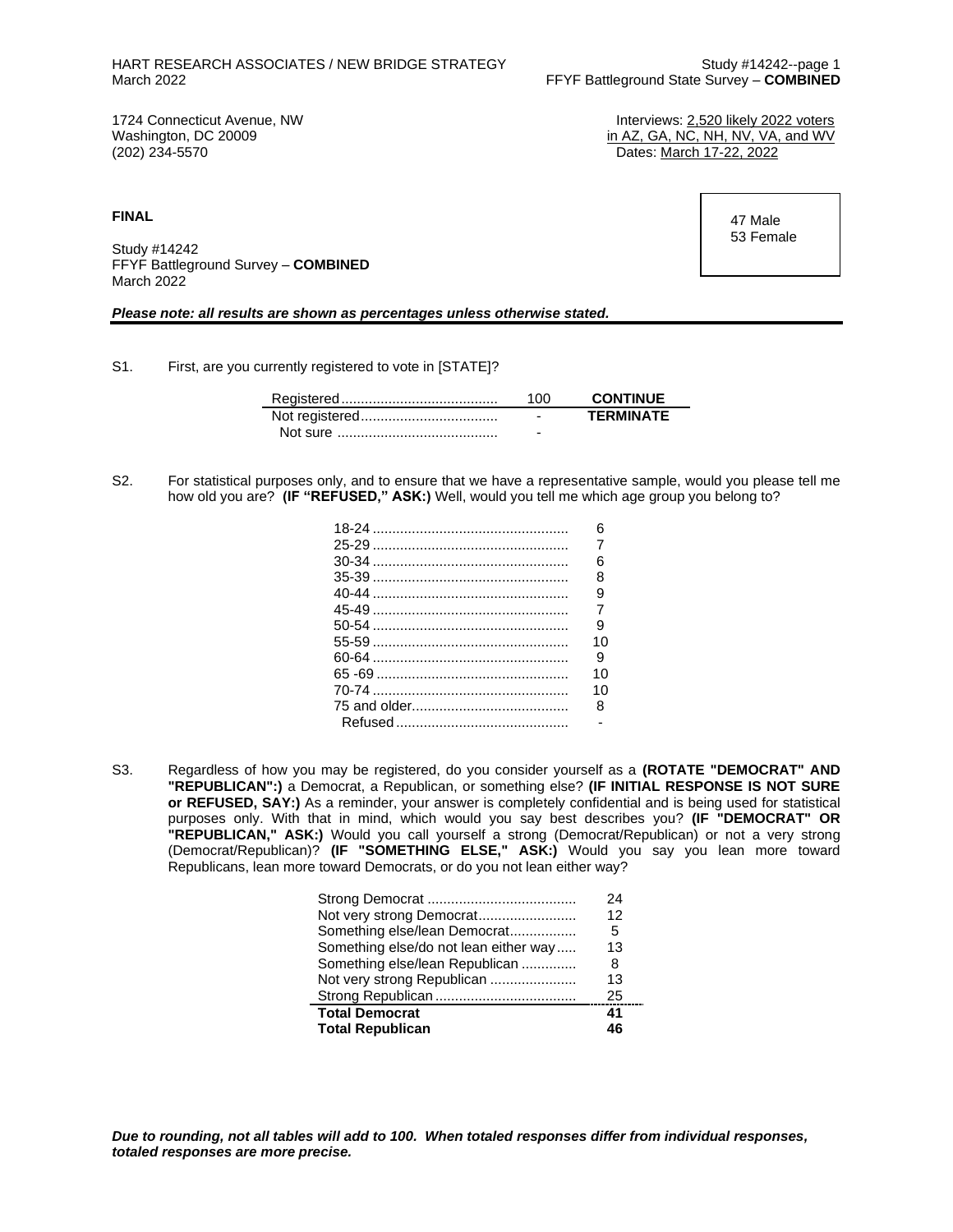1724 Connecticut Avenue, NW
Washington, DC 20009
(202) 234-5570

Interviews: 2,520 likely 2022 voters
in AZ, GA, NC, NH, NV, VA, and WV
Dates: March 17-22, 2022

**FINAL**

Study #14242
FFYF Battleground Survey – **COMBINED**
March 2022

| | |
|---|---|
| 47 | Male |
| 53 | Female |

***Please note: all results are shown as percentages unless otherwise stated.***

S1. First, are you currently registered to vote in [STATE]?

| | | |
|---|---|---|
| Registered | 100 | **CONTINUE** |
| Not registered | - | **TERMINATE** |
| Not sure | - | |

S2. For statistical purposes only, and to ensure that we have a representative sample, would you please tell me how old you are? **(IF "REFUSED," ASK:)** Well, would you tell me which age group you belong to?

| | |
|---|---|
| 18-24 | 6 |
| 25-29 | 7 |
| 30-34 | 6 |
| 35-39 | 8 |
| 40-44 | 9 |
| 45-49 | 7 |
| 50-54 | 9 |
| 55-59 | 10 |
| 60-64 | 9 |
| 65 -69 | 10 |
| 70-74 | 10 |
| 75 and older | 8 |
| Refused | - |

S3. Regardless of how you may be registered, do you consider yourself as a **(ROTATE "DEMOCRAT" AND "REPUBLICAN":)** a Democrat, a Republican, or something else? **(IF INITIAL RESPONSE IS NOT SURE or REFUSED, SAY:)** As a reminder, your answer is completely confidential and is being used for statistical purposes only. With that in mind, which would you say best describes you? **(IF "DEMOCRAT" OR "REPUBLICAN," ASK:)** Would you call yourself a strong (Democrat/Republican) or not a very strong (Democrat/Republican)? **(IF "SOMETHING ELSE," ASK:)** Would you say you lean more toward Republicans, lean more toward Democrats, or do you not lean either way?

| | |
|---|---|
| Strong Democrat | 24 |
| Not very strong Democrat | 12 |
| Something else/lean Democrat | 5 |
| Something else/do not lean either way | 13 |
| Something else/lean Republican | 8 |
| Not very strong Republican | 13 |
| Strong Republican | 25 |
| **Total Democrat** | **41** |
| **Total Republican** | **46** |

***Due to rounding, not all tables will add to 100. When totaled responses differ from individual responses, totaled responses are more precise.***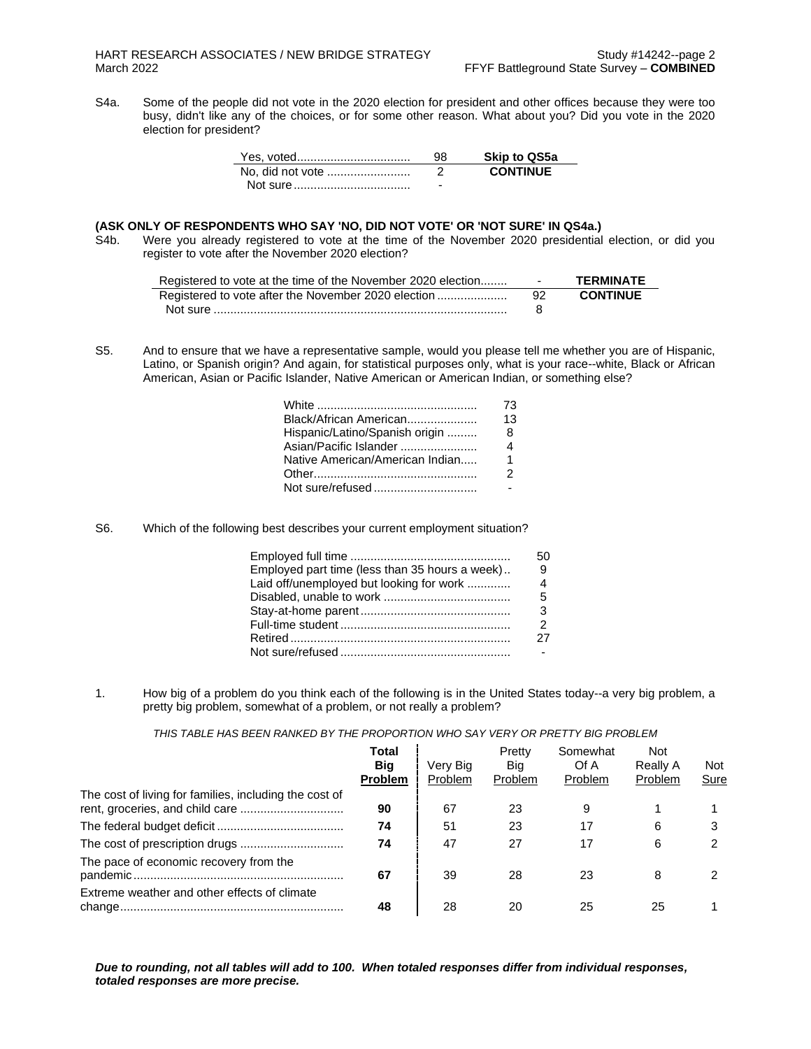S4a. Some of the people did not vote in the 2020 election for president and other offices because they were too busy, didn't like any of the choices, or for some other reason. What about you? Did you vote in the 2020 election for president?

| | | |
|---|---|---|
| Yes, voted | 98 | **Skip to QS5a** |
| No, did not vote | 2 | **CONTINUE** |
| Not sure | - | |

**(ASK ONLY OF RESPONDENTS WHO SAY 'NO, DID NOT VOTE' OR 'NOT SURE' IN QS4a.)**

S4b. Were you already registered to vote at the time of the November 2020 presidential election, or did you register to vote after the November 2020 election?

| | | |
|---|---|---|
| Registered to vote at the time of the November 2020 election | - | **TERMINATE** |
| Registered to vote after the November 2020 election | 92 | **CONTINUE** |
| Not sure | 8 | |

S5. And to ensure that we have a representative sample, would you please tell me whether you are of Hispanic, Latino, or Spanish origin? And again, for statistical purposes only, what is your race--white, Black or African American, Asian or Pacific Islander, Native American or American Indian, or something else?

| | |
|---|---|
| White | 73 |
| Black/African American | 13 |
| Hispanic/Latino/Spanish origin | 8 |
| Asian/Pacific Islander | 4 |
| Native American/American Indian | 1 |
| Other | 2 |
| Not sure/refused | - |

S6. Which of the following best describes your current employment situation?

| | |
|---|---|
| Employed full time | 50 |
| Employed part time (less than 35 hours a week) | 9 |
| Laid off/unemployed but looking for work | 4 |
| Disabled, unable to work | 5 |
| Stay-at-home parent | 3 |
| Full-time student | 2 |
| Retired | 27 |
| Not sure/refused | - |

1. How big of a problem do you think each of the following is in the United States today--a very big problem, a pretty big problem, somewhat of a problem, or not really a problem?

*THIS TABLE HAS BEEN RANKED BY THE PROPORTION WHO SAY VERY OR PRETTY BIG PROBLEM*

| | **Total Big Problem** | Very Big Problem | Pretty Big Problem | Somewhat Of A Problem | Not Really A Problem | Not Sure |
|---|---|---|---|---|---|---|
| The cost of living for families, including the cost of rent, groceries, and child care | **90** | 67 | 23 | 9 | 1 | 1 |
| The federal budget deficit | **74** | 51 | 23 | 17 | 6 | 3 |
| The cost of prescription drugs | **74** | 47 | 27 | 17 | 6 | 2 |
| The pace of economic recovery from the pandemic | **67** | 39 | 28 | 23 | 8 | 2 |
| Extreme weather and other effects of climate change | **48** | 28 | 20 | 25 | 25 | 1 |

***Due to rounding, not all tables will add to 100. When totaled responses differ from individual responses, totaled responses are more precise.***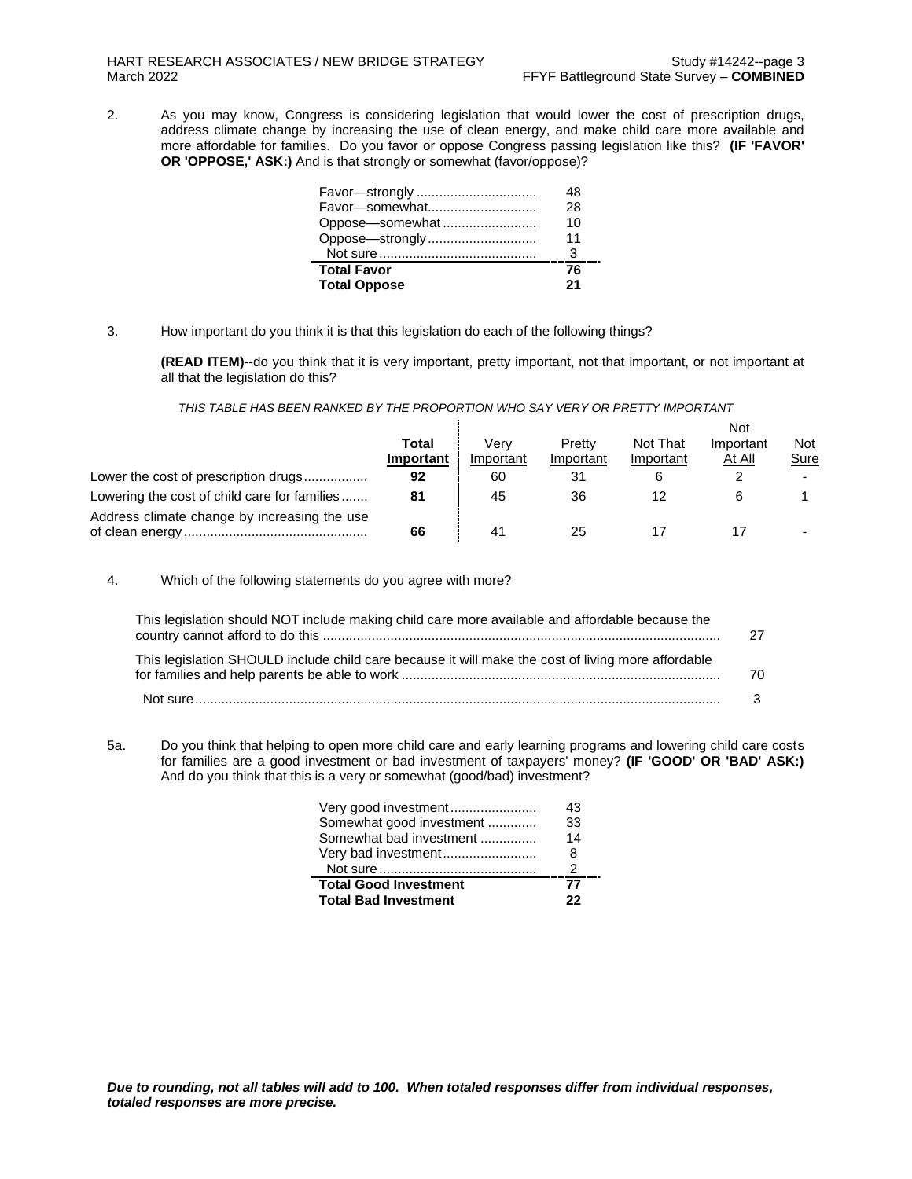2. As you may know, Congress is considering legislation that would lower the cost of prescription drugs, address climate change by increasing the use of clean energy, and make child care more available and more affordable for families. Do you favor or oppose Congress passing legislation like this? **(IF 'FAVOR' OR 'OPPOSE,' ASK:)** And is that strongly or somewhat (favor/oppose)?

| | |
|---|---|
| Favor—strongly | 48 |
| Favor—somewhat | 28 |
| Oppose—somewhat | 10 |
| Oppose—strongly | 11 |
| Not sure | 3 |
| **Total Favor** | **76** |
| **Total Oppose** | **21** |

3. How important do you think it is that this legislation do each of the following things?

**(READ ITEM)**--do you think that it is very important, pretty important, not that important, or not important at all that the legislation do this?

*THIS TABLE HAS BEEN RANKED BY THE PROPORTION WHO SAY VERY OR PRETTY IMPORTANT*

| | **Total Important** | Very Important | Pretty Important | Not That Important | Not Important At All | Not Sure |
|---|---|---|---|---|---|---|
| Lower the cost of prescription drugs | **92** | 60 | 31 | 6 | 2 | - |
| Lowering the cost of child care for families | **81** | 45 | 36 | 12 | 6 | 1 |
| Address climate change by increasing the use of clean energy | **66** | 41 | 25 | 17 | 17 | - |

4. Which of the following statements do you agree with more?

| | |
|---|---|
| This legislation should NOT include making child care more available and affordable because the country cannot afford to do this | 27 |
| This legislation SHOULD include child care because it will make the cost of living more affordable for families and help parents be able to work | 70 |
| Not sure | 3 |

5a. Do you think that helping to open more child care and early learning programs and lowering child care costs for families are a good investment or bad investment of taxpayers' money? **(IF 'GOOD' OR 'BAD' ASK:)** And do you think that this is a very or somewhat (good/bad) investment?

| | |
|---|---|
| Very good investment | 43 |
| Somewhat good investment | 33 |
| Somewhat bad investment | 14 |
| Very bad investment | 8 |
| Not sure | 2 |
| **Total Good Investment** | **77** |
| **Total Bad Investment** | **22** |

***Due to rounding, not all tables will add to 100. When totaled responses differ from individual responses, totaled responses are more precise.***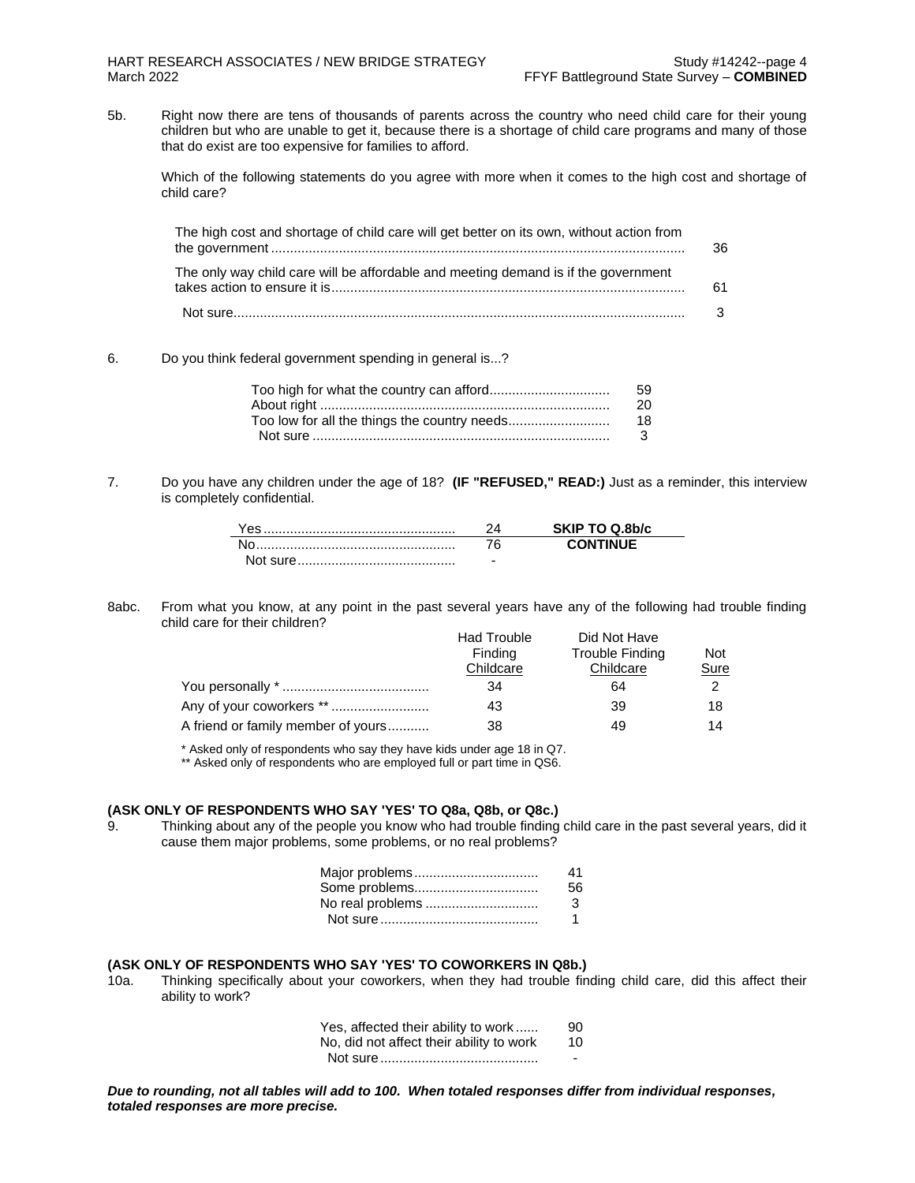5b. Right now there are tens of thousands of parents across the country who need child care for their young children but who are unable to get it, because there is a shortage of child care programs and many of those that do exist are too expensive for families to afford.

Which of the following statements do you agree with more when it comes to the high cost and shortage of child care?

| | |
|---|---|
| The high cost and shortage of child care will get better on its own, without action from the government | 36 |
| The only way child care will be affordable and meeting demand is if the government takes action to ensure it is | 61 |
| Not sure | 3 |

6. Do you think federal government spending in general is...?

| | |
|---|---|
| Too high for what the country can afford | 59 |
| About right | 20 |
| Too low for all the things the country needs | 18 |
| Not sure | 3 |

7. Do you have any children under the age of 18? **(IF "REFUSED," READ:)** Just as a reminder, this interview is completely confidential.

| | | |
|---|---|---|
| Yes | 24 | **SKIP TO Q.8b/c** |
| No | 76 | **CONTINUE** |
| Not sure | - | |

8abc. From what you know, at any point in the past several years have any of the following had trouble finding child care for their children?

| | Had Trouble Finding Childcare | Did Not Have Trouble Finding Childcare | Not Sure |
|---|---|---|---|
| You personally * | 34 | 64 | 2 |
| Any of your coworkers ** | 43 | 39 | 18 |
| A friend or family member of yours | 38 | 49 | 14 |

\* Asked only of respondents who say they have kids under age 18 in Q7.
** Asked only of respondents who are employed full or part time in QS6.

**(ASK ONLY OF RESPONDENTS WHO SAY 'YES' TO Q8a, Q8b, or Q8c.)**

9. Thinking about any of the people you know who had trouble finding child care in the past several years, did it cause them major problems, some problems, or no real problems?

| | |
|---|---|
| Major problems | 41 |
| Some problems | 56 |
| No real problems | 3 |
| Not sure | 1 |

**(ASK ONLY OF RESPONDENTS WHO SAY 'YES' TO COWORKERS IN Q8b.)**

10a. Thinking specifically about your coworkers, when they had trouble finding child care, did this affect their ability to work?

| | |
|---|---|
| Yes, affected their ability to work | 90 |
| No, did not affect their ability to work | 10 |
| Not sure | - |

***Due to rounding, not all tables will add to 100. When totaled responses differ from individual responses, totaled responses are more precise.***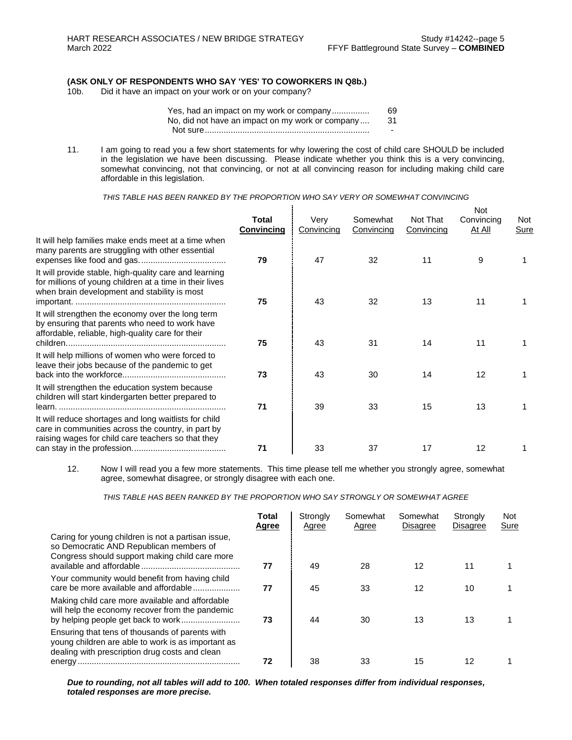**(ASK ONLY OF RESPONDENTS WHO SAY 'YES' TO COWORKERS IN Q8b.)**

10b. Did it have an impact on your work or on your company?

| | |
|---|---|
| Yes, had an impact on my work or company | 69 |
| No, did not have an impact on my work or company | 31 |
| Not sure | - |

11. I am going to read you a few short statements for why lowering the cost of child care SHOULD be included in the legislation we have been discussing. Please indicate whether you think this is a very convincing, somewhat convincing, not that convincing, or not at all convincing reason for including making child care affordable in this legislation.

*THIS TABLE HAS BEEN RANKED BY THE PROPORTION WHO SAY VERY OR SOMEWHAT CONVINCING*

| | **Total Convincing** | Very Convincing | Somewhat Convincing | Not That Convincing | Not Convincing At All | Not Sure |
|---|---|---|---|---|---|---|
| It will help families make ends meet at a time when many parents are struggling with other essential expenses like food and gas. | **79** | 47 | 32 | 11 | 9 | 1 |
| It will provide stable, high-quality care and learning for millions of young children at a time in their lives when brain development and stability is most important. | **75** | 43 | 32 | 13 | 11 | 1 |
| It will strengthen the economy over the long term by ensuring that parents who need to work have affordable, reliable, high-quality care for their children. | **75** | 43 | 31 | 14 | 11 | 1 |
| It will help millions of women who were forced to leave their jobs because of the pandemic to get back into the workforce. | **73** | 43 | 30 | 14 | 12 | 1 |
| It will strengthen the education system because children will start kindergarten better prepared to learn. | **71** | 39 | 33 | 15 | 13 | 1 |
| It will reduce shortages and long waitlists for child care in communities across the country, in part by raising wages for child care teachers so that they can stay in the profession. | **71** | 33 | 37 | 17 | 12 | 1 |

12. Now I will read you a few more statements. This time please tell me whether you strongly agree, somewhat agree, somewhat disagree, or strongly disagree with each one.

*THIS TABLE HAS BEEN RANKED BY THE PROPORTION WHO SAY STRONGLY OR SOMEWHAT AGREE*

| | **Total Agree** | Strongly Agree | Somewhat Agree | Somewhat Disagree | Strongly Disagree | Not Sure |
|---|---|---|---|---|---|---|
| Caring for young children is not a partisan issue, so Democratic AND Republican members of Congress should support making child care more available and affordable | **77** | 49 | 28 | 12 | 11 | 1 |
| Your community would benefit from having child care be more available and affordable | **77** | 45 | 33 | 12 | 10 | 1 |
| Making child care more available and affordable will help the economy recover from the pandemic by helping people get back to work | **73** | 44 | 30 | 13 | 13 | 1 |
| Ensuring that tens of thousands of parents with young children are able to work is as important as dealing with prescription drug costs and clean energy | **72** | 38 | 33 | 15 | 12 | 1 |

***Due to rounding, not all tables will add to 100. When totaled responses differ from individual responses, totaled responses are more precise.***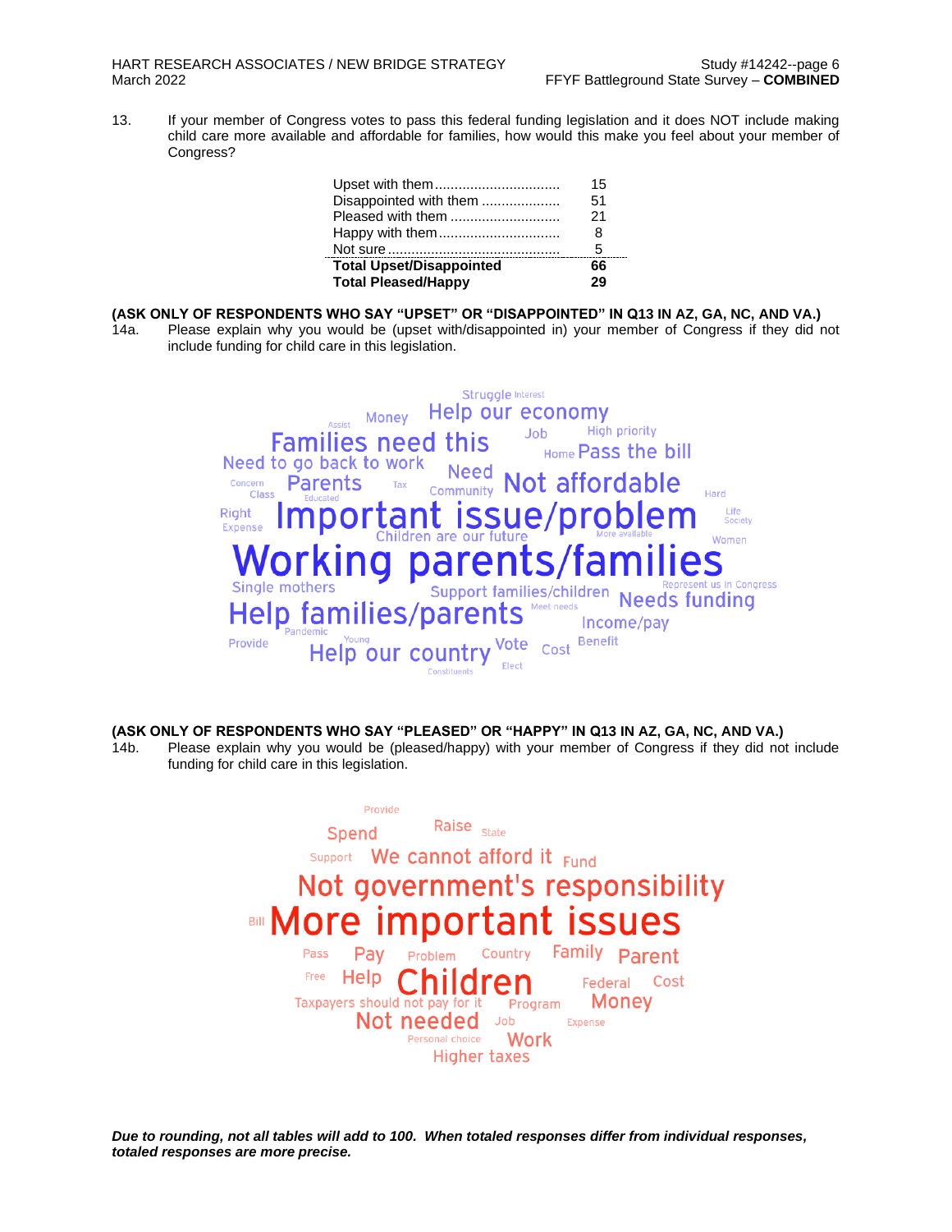13. If your member of Congress votes to pass this federal funding legislation and it does NOT include making child care more available and affordable for families, how would this make you feel about your member of Congress?

| | |
|---|---|
| Upset with them | 15 |
| Disappointed with them | 51 |
| Pleased with them | 21 |
| Happy with them | 8 |
| Not sure | 5 |
| **Total Upset/Disappointed** | **66** |
| **Total Pleased/Happy** | **29** |

**(ASK ONLY OF RESPONDENTS WHO SAY "UPSET" OR "DISAPPOINTED" IN Q13 IN AZ, GA, NC, AND VA.)**

14a. Please explain why you would be (upset with/disappointed in) your member of Congress if they did not include funding for child care in this legislation.

Struggle Interest Money Help our economy Assist Families need this Job High priority Home Pass the bill Need to go back to work Need Concern Parents Tax Community Not affordable Class Educated Hard Right Important issue/problem Life Society Expense Children are our future More available Women Working parents/families Single mothers Support families/children Represent us in Congress Needs funding Help families/parents Meet needs Income/pay Pandemic Provide Young Help our country Vote Cost Benefit Constituents Elect

**(ASK ONLY OF RESPONDENTS WHO SAY "PLEASED" OR "HAPPY" IN Q13 IN AZ, GA, NC, AND VA.)**

14b. Please explain why you would be (pleased/happy) with your member of Congress if they did not include funding for child care in this legislation.

Provide Spend Raise State Support We cannot afford it Fund Not government's responsibility Bill More important issues Pass Pay Problem Country Family Parent Free Help Children Federal Cost Taxpayers should not pay for it Program Money Not needed Job Expense Personal choice Work Higher taxes

*Due to rounding, not all tables will add to 100. When totaled responses differ from individual responses, totaled responses are more precise.*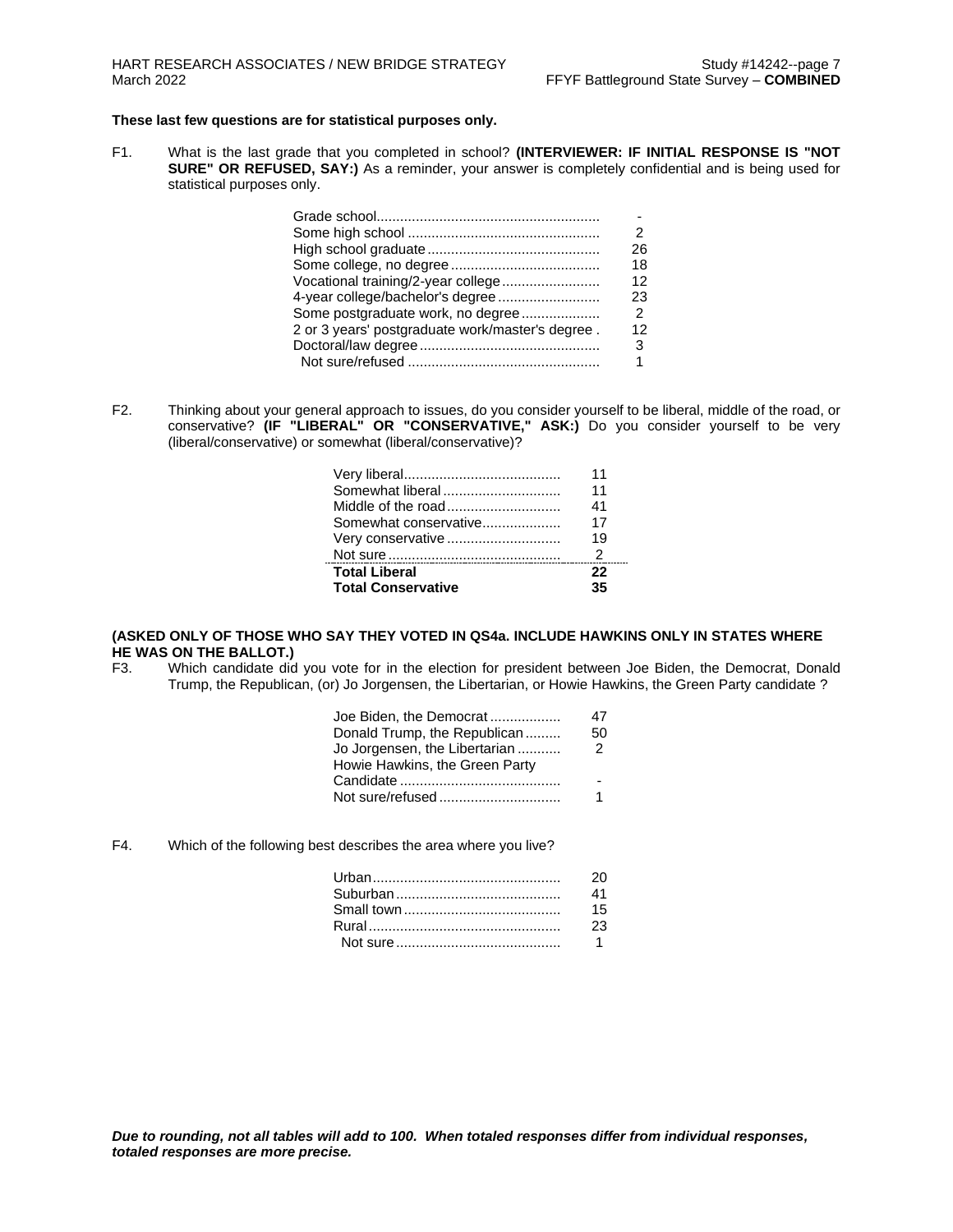**These last few questions are for statistical purposes only.**

F1. What is the last grade that you completed in school? **(INTERVIEWER: IF INITIAL RESPONSE IS "NOT SURE" OR REFUSED, SAY:)** As a reminder, your answer is completely confidential and is being used for statistical purposes only.

| | |
|---|---|
| Grade school | - |
| Some high school | 2 |
| High school graduate | 26 |
| Some college, no degree | 18 |
| Vocational training/2-year college | 12 |
| 4-year college/bachelor's degree | 23 |
| Some postgraduate work, no degree | 2 |
| 2 or 3 years' postgraduate work/master's degree | 12 |
| Doctoral/law degree | 3 |
| Not sure/refused | 1 |

F2. Thinking about your general approach to issues, do you consider yourself to be liberal, middle of the road, or conservative? **(IF "LIBERAL" OR "CONSERVATIVE," ASK:)** Do you consider yourself to be very (liberal/conservative) or somewhat (liberal/conservative)?

| | |
|---|---|
| Very liberal | 11 |
| Somewhat liberal | 11 |
| Middle of the road | 41 |
| Somewhat conservative | 17 |
| Very conservative | 19 |
| Not sure | 2 |
| **Total Liberal** | **22** |
| **Total Conservative** | **35** |

**(ASKED ONLY OF THOSE WHO SAY THEY VOTED IN QS4a. INCLUDE HAWKINS ONLY IN STATES WHERE HE WAS ON THE BALLOT.)**

F3. Which candidate did you vote for in the election for president between Joe Biden, the Democrat, Donald Trump, the Republican, (or) Jo Jorgensen, the Libertarian, or Howie Hawkins, the Green Party candidate ?

| | |
|---|---|
| Joe Biden, the Democrat | 47 |
| Donald Trump, the Republican | 50 |
| Jo Jorgensen, the Libertarian | 2 |
| Howie Hawkins, the Green Party Candidate | - |
| Not sure/refused | 1 |

F4. Which of the following best describes the area where you live?

| | |
|---|---|
| Urban | 20 |
| Suburban | 41 |
| Small town | 15 |
| Rural | 23 |
| Not sure | 1 |

***Due to rounding, not all tables will add to 100. When totaled responses differ from individual responses, totaled responses are more precise.***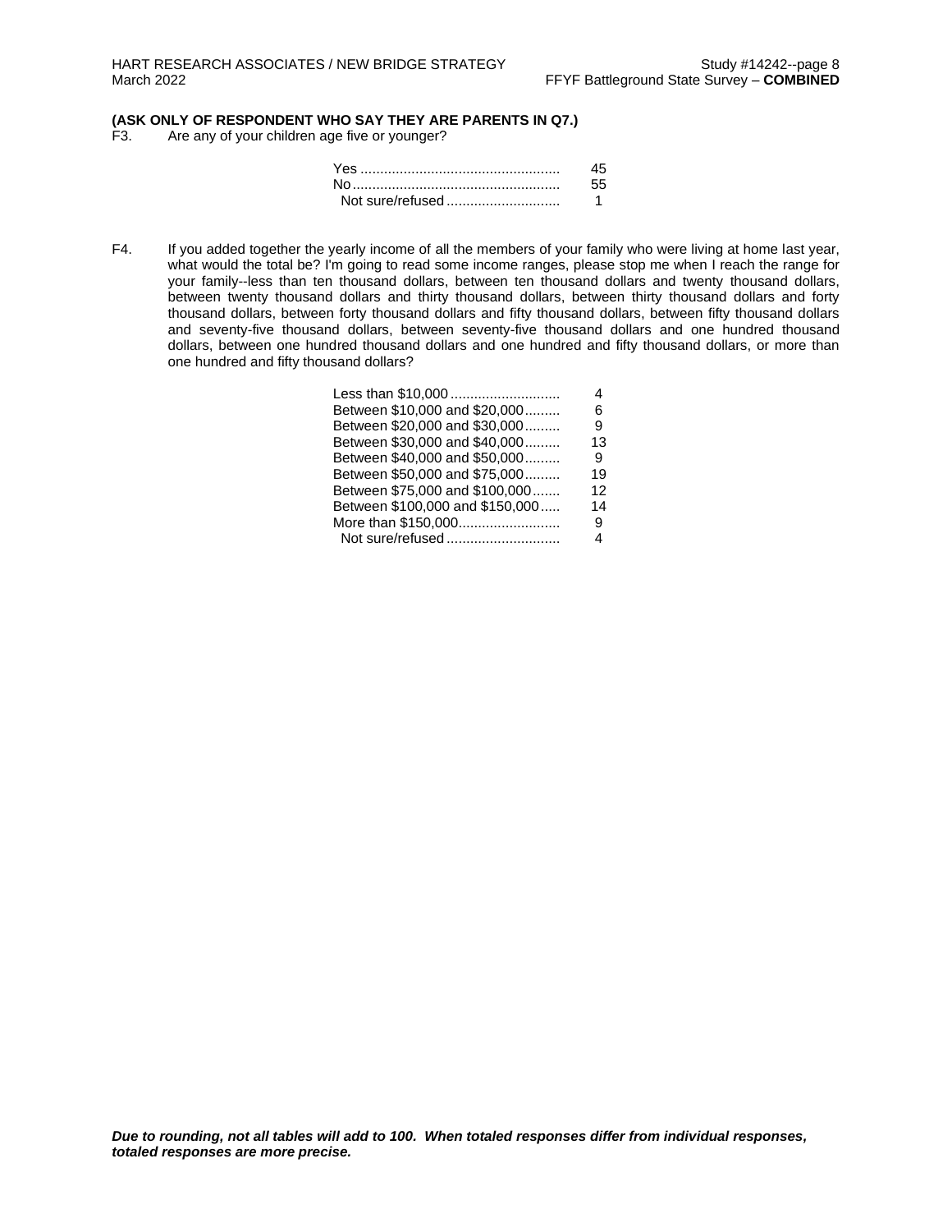**(ASK ONLY OF RESPONDENT WHO SAY THEY ARE PARENTS IN Q7.)**

F3. Are any of your children age five or younger?

| | |
|---|---|
| Yes | 45 |
| No | 55 |
| Not sure/refused | 1 |

F4. If you added together the yearly income of all the members of your family who were living at home last year, what would the total be? I'm going to read some income ranges, please stop me when I reach the range for your family--less than ten thousand dollars, between ten thousand dollars and twenty thousand dollars, between twenty thousand dollars and thirty thousand dollars, between thirty thousand dollars and forty thousand dollars, between forty thousand dollars and fifty thousand dollars, between fifty thousand dollars and seventy-five thousand dollars, between seventy-five thousand dollars and one hundred thousand dollars, between one hundred thousand dollars and one hundred and fifty thousand dollars, or more than one hundred and fifty thousand dollars?

| | |
|---|---|
| Less than $10,000 | 4 |
| Between $10,000 and $20,000 | 6 |
| Between $20,000 and $30,000 | 9 |
| Between $30,000 and $40,000 | 13 |
| Between $40,000 and $50,000 | 9 |
| Between $50,000 and $75,000 | 19 |
| Between $75,000 and $100,000 | 12 |
| Between $100,000 and $150,000 | 14 |
| More than $150,000 | 9 |
| Not sure/refused | 4 |

***Due to rounding, not all tables will add to 100. When totaled responses differ from individual responses, totaled responses are more precise.***